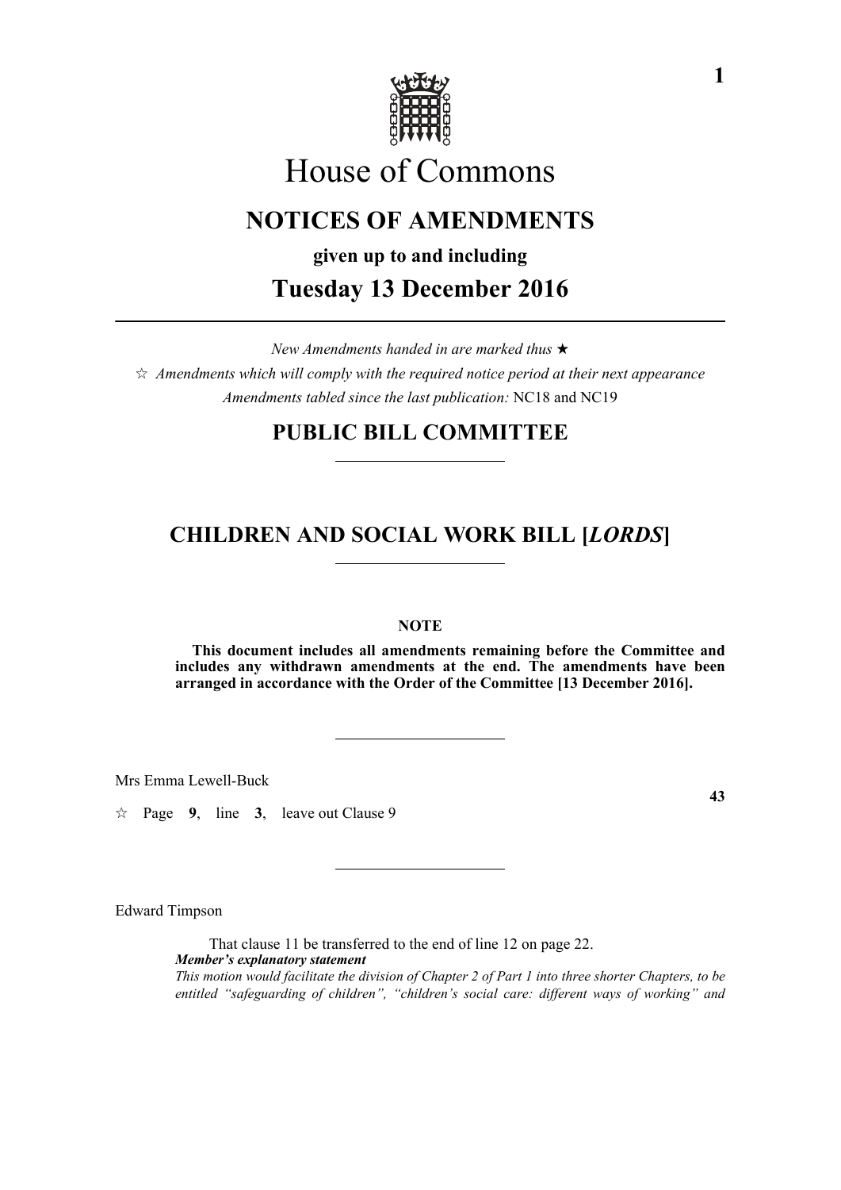# House of Commons

## NOTICES OF AMENDMENTS

**given up to and including**

## Tuesday 13 December 2016

*New Amendments handed in are marked thus* ★

☆ *Amendments which will comply with the required notice period at their next appearance*

*Amendments tabled since the last publication:* NC18 and NC19

## PUBLIC BILL COMMITTEE

## CHILDREN AND SOCIAL WORK BILL [*LORDS*]

**NOTE**

**This document includes all amendments remaining before the Committee and includes any withdrawn amendments at the end. The amendments have been arranged in accordance with the Order of the Committee [13 December 2016].**

Mrs Emma Lewell-Buck

**43**

☆ Page **9**, line **3**, leave out Clause 9

Edward Timpson

That clause 11 be transferred to the end of line 12 on page 22.

***Member's explanatory statement***

*This motion would facilitate the division of Chapter 2 of Part 1 into three shorter Chapters, to be entitled "safeguarding of children", "children's social care: different ways of working" and*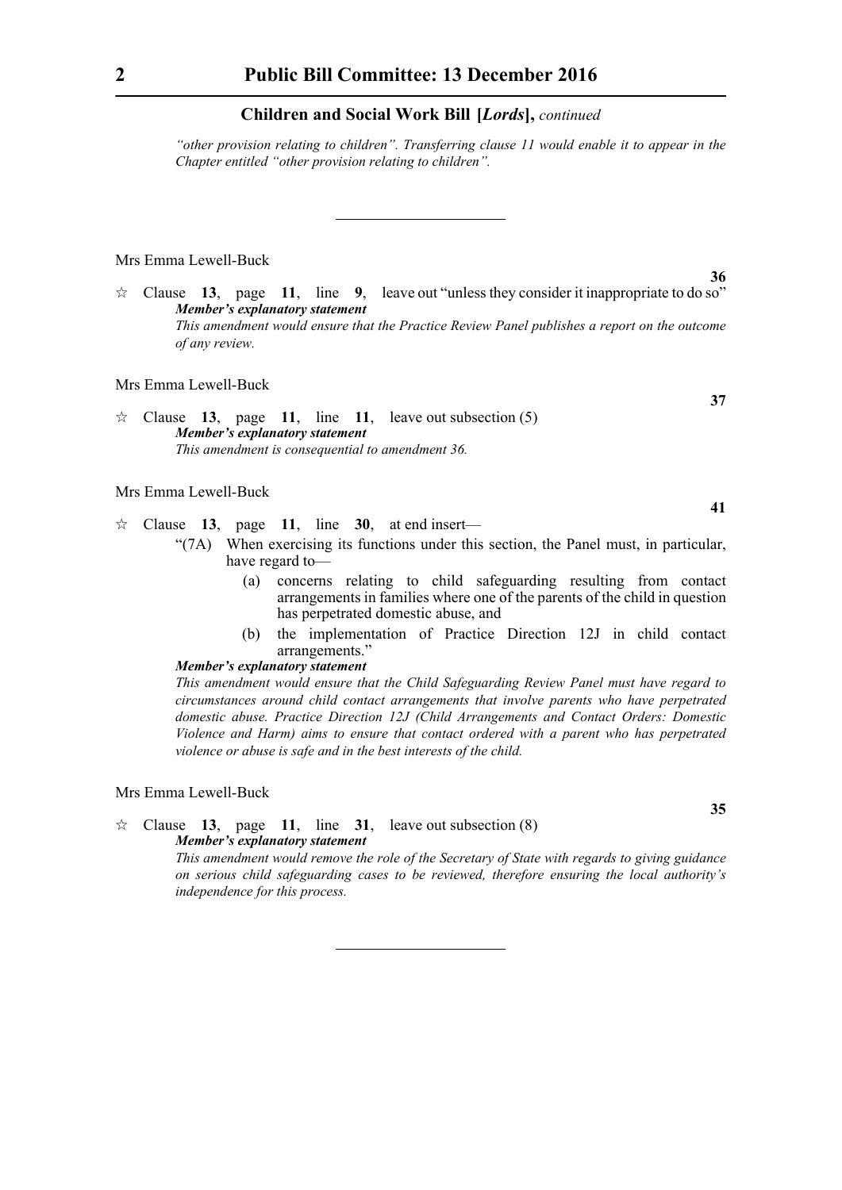*"other provision relating to children". Transferring clause 11 would enable it to appear in the Chapter entitled "other provision relating to children".*

---

Mrs Emma Lewell-Buck

**36**

☆ Clause **13**, page **11**, line **9**, leave out "unless they consider it inappropriate to do so"

***Member's explanatory statement***

*This amendment would ensure that the Practice Review Panel publishes a report on the outcome of any review.*

Mrs Emma Lewell-Buck

**37**

☆ Clause **13**, page **11**, line **11**, leave out subsection (5)

***Member's explanatory statement***

*This amendment is consequential to amendment 36.*

Mrs Emma Lewell-Buck

**41**

☆ Clause **13**, page **11**, line **30**, at end insert—

"(7A) When exercising its functions under this section, the Panel must, in particular, have regard to—

(a) concerns relating to child safeguarding resulting from contact arrangements in families where one of the parents of the child in question has perpetrated domestic abuse, and

(b) the implementation of Practice Direction 12J in child contact arrangements."

***Member's explanatory statement***

*This amendment would ensure that the Child Safeguarding Review Panel must have regard to circumstances around child contact arrangements that involve parents who have perpetrated domestic abuse. Practice Direction 12J (Child Arrangements and Contact Orders: Domestic Violence and Harm) aims to ensure that contact ordered with a parent who has perpetrated violence or abuse is safe and in the best interests of the child.*

Mrs Emma Lewell-Buck

**35**

☆ Clause **13**, page **11**, line **31**, leave out subsection (8)

***Member's explanatory statement***

*This amendment would remove the role of the Secretary of State with regards to giving guidance on serious child safeguarding cases to be reviewed, therefore ensuring the local authority's independence for this process.*

---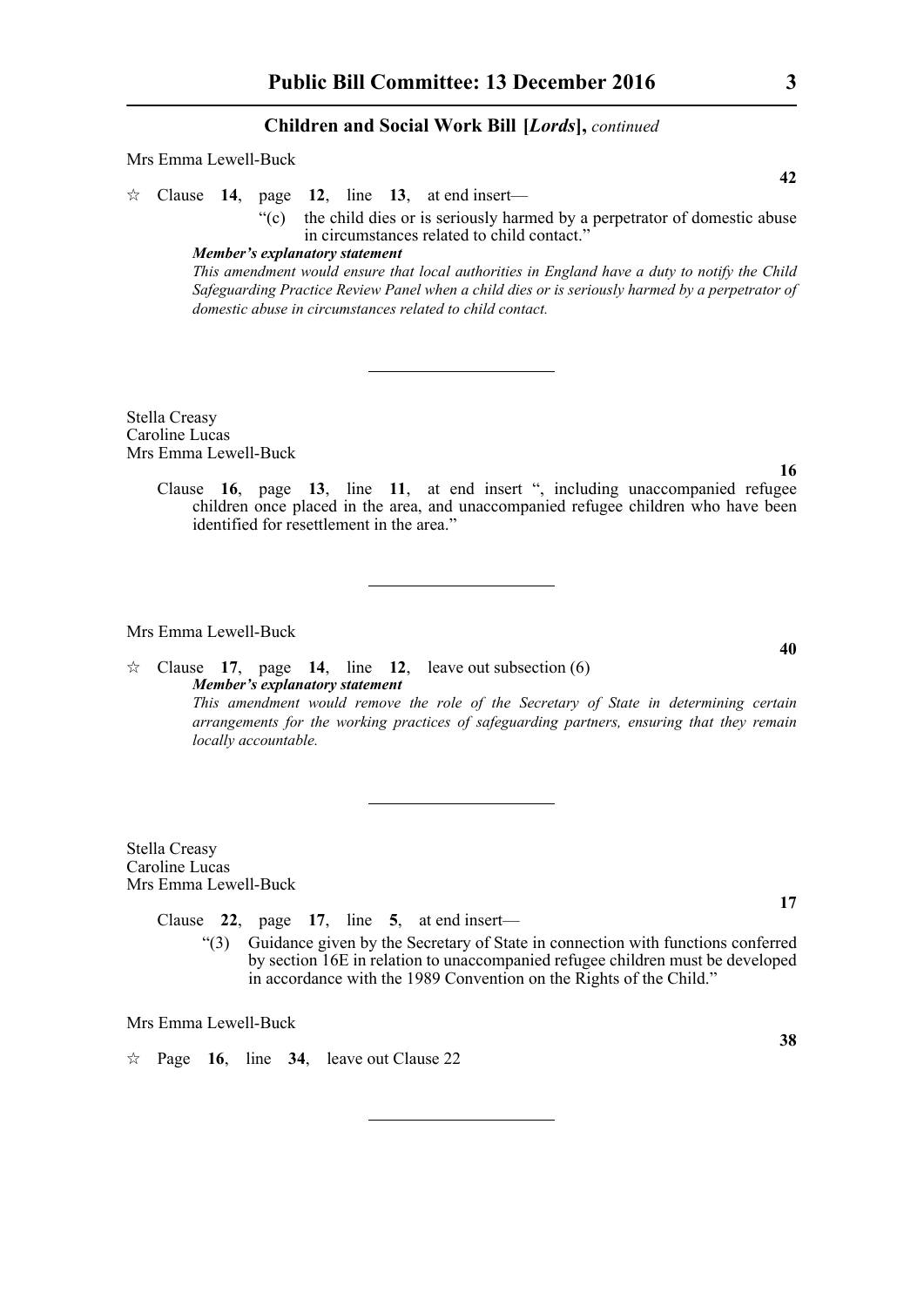Mrs Emma Lewell-Buck

**42**

☆ Clause **14**, page **12**, line **13**, at end insert—

"(c) the child dies or is seriously harmed by a perpetrator of domestic abuse in circumstances related to child contact."

***Member's explanatory statement***

*This amendment would ensure that local authorities in England have a duty to notify the Child Safeguarding Practice Review Panel when a child dies or is seriously harmed by a perpetrator of domestic abuse in circumstances related to child contact.*

---

Stella Creasy
Caroline Lucas
Mrs Emma Lewell-Buck

**16**

Clause **16**, page **13**, line **11**, at end insert ", including unaccompanied refugee children once placed in the area, and unaccompanied refugee children who have been identified for resettlement in the area."

---

Mrs Emma Lewell-Buck

**40**

☆ Clause **17**, page **14**, line **12**, leave out subsection (6)

***Member's explanatory statement***

*This amendment would remove the role of the Secretary of State in determining certain arrangements for the working practices of safeguarding partners, ensuring that they remain locally accountable.*

---

Stella Creasy
Caroline Lucas
Mrs Emma Lewell-Buck

**17**

Clause **22**, page **17**, line **5**, at end insert—

"(3) Guidance given by the Secretary of State in connection with functions conferred by section 16E in relation to unaccompanied refugee children must be developed in accordance with the 1989 Convention on the Rights of the Child."

Mrs Emma Lewell-Buck

**38**

☆ Page **16**, line **34**, leave out Clause 22

---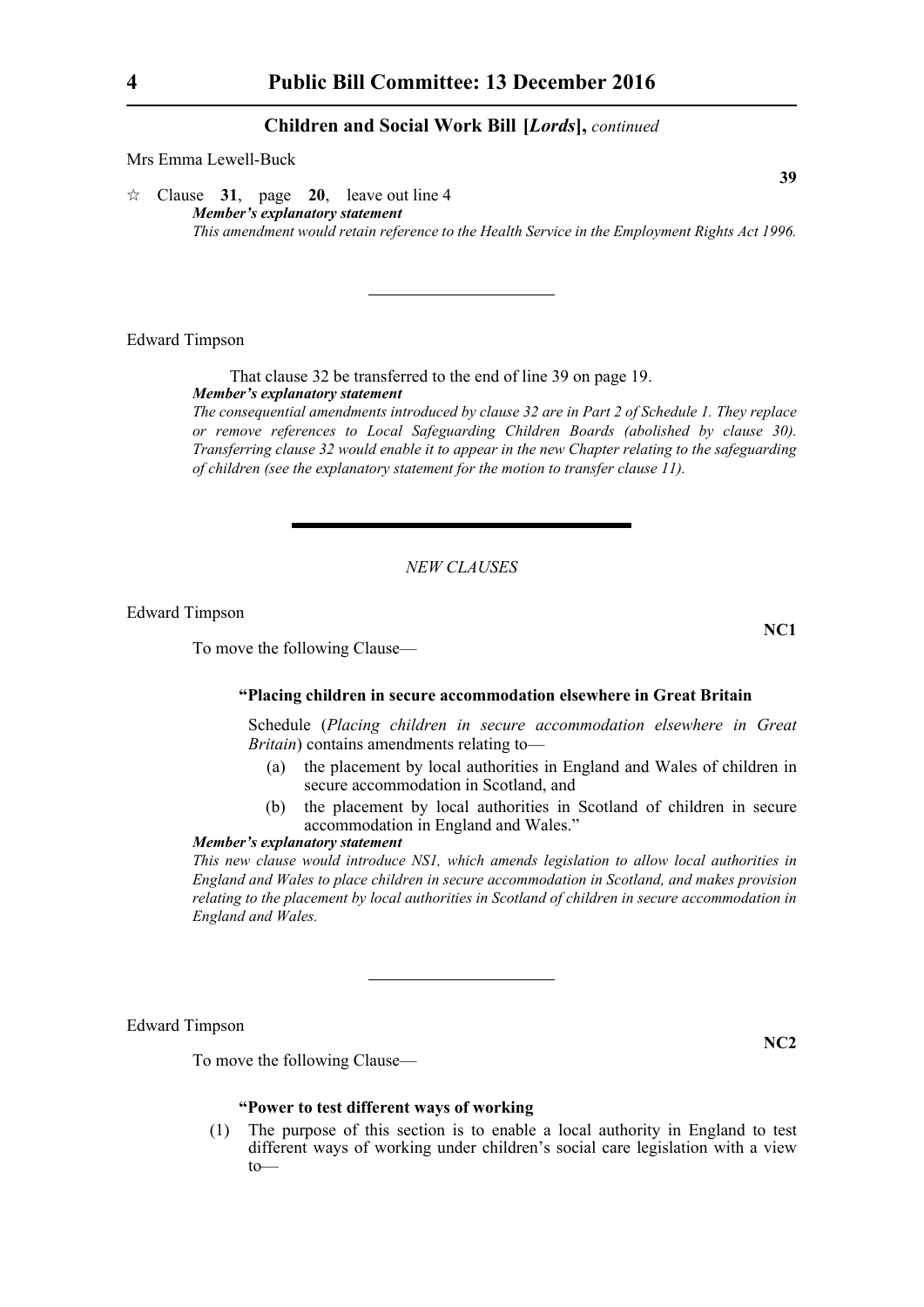Mrs Emma Lewell-Buck

**39**

☆ Clause **31**, page **20**, leave out line 4

***Member's explanatory statement***

*This amendment would retain reference to the Health Service in the Employment Rights Act 1996.*

---

Edward Timpson

That clause 32 be transferred to the end of line 39 on page 19.

***Member's explanatory statement***

*The consequential amendments introduced by clause 32 are in Part 2 of Schedule 1. They replace or remove references to Local Safeguarding Children Boards (abolished by clause 30). Transferring clause 32 would enable it to appear in the new Chapter relating to the safeguarding of children (see the explanatory statement for the motion to transfer clause 11).*

---

*NEW CLAUSES*

Edward Timpson

**NC1**

To move the following Clause—

**"Placing children in secure accommodation elsewhere in Great Britain**

Schedule (*Placing children in secure accommodation elsewhere in Great Britain*) contains amendments relating to—

(a) the placement by local authorities in England and Wales of children in secure accommodation in Scotland, and

(b) the placement by local authorities in Scotland of children in secure accommodation in England and Wales."

***Member's explanatory statement***

*This new clause would introduce NS1, which amends legislation to allow local authorities in England and Wales to place children in secure accommodation in Scotland, and makes provision relating to the placement by local authorities in Scotland of children in secure accommodation in England and Wales.*

---

Edward Timpson

**NC2**

To move the following Clause—

**"Power to test different ways of working**

(1) The purpose of this section is to enable a local authority in England to test different ways of working under children's social care legislation with a view to—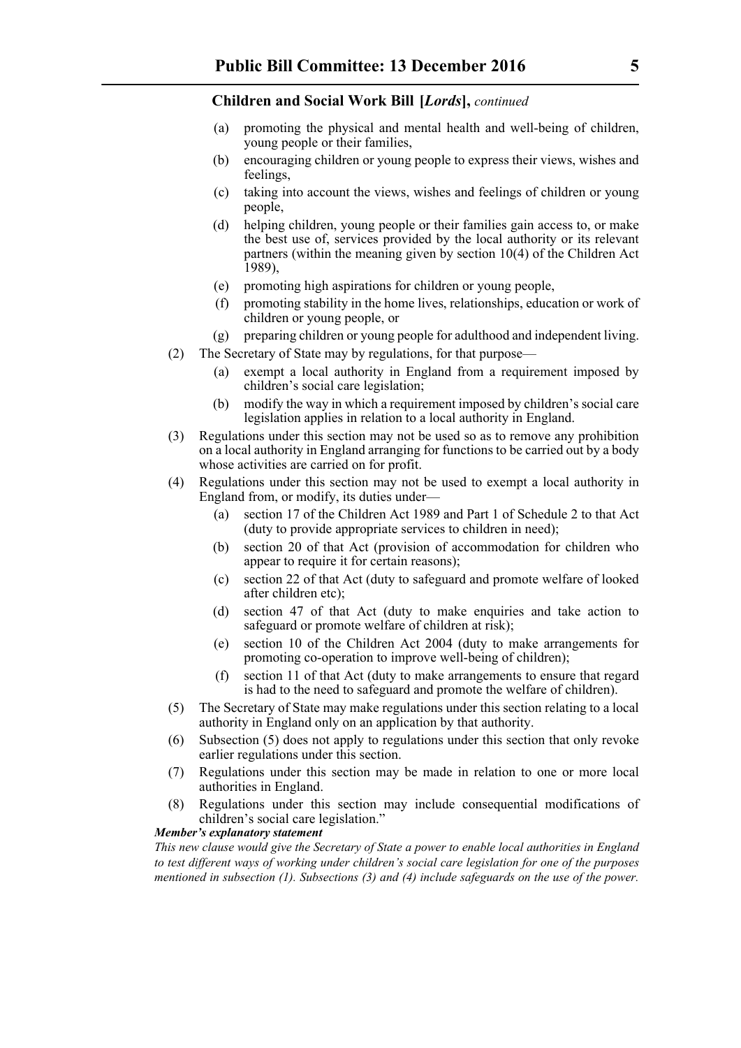**Children and Social Work Bill [*Lords*],** *continued*

- (a) promoting the physical and mental health and well-being of children, young people or their families,
- (b) encouraging children or young people to express their views, wishes and feelings,
- (c) taking into account the views, wishes and feelings of children or young people,
- (d) helping children, young people or their families gain access to, or make the best use of, services provided by the local authority or its relevant partners (within the meaning given by section 10(4) of the Children Act 1989),
- (e) promoting high aspirations for children or young people,
- (f) promoting stability in the home lives, relationships, education or work of children or young people, or
- (g) preparing children or young people for adulthood and independent living.

(2) The Secretary of State may by regulations, for that purpose—

- (a) exempt a local authority in England from a requirement imposed by children's social care legislation;
- (b) modify the way in which a requirement imposed by children's social care legislation applies in relation to a local authority in England.

(3) Regulations under this section may not be used so as to remove any prohibition on a local authority in England arranging for functions to be carried out by a body whose activities are carried on for profit.

(4) Regulations under this section may not be used to exempt a local authority in England from, or modify, its duties under—

- (a) section 17 of the Children Act 1989 and Part 1 of Schedule 2 to that Act (duty to provide appropriate services to children in need);
- (b) section 20 of that Act (provision of accommodation for children who appear to require it for certain reasons);
- (c) section 22 of that Act (duty to safeguard and promote welfare of looked after children etc);
- (d) section 47 of that Act (duty to make enquiries and take action to safeguard or promote welfare of children at risk);
- (e) section 10 of the Children Act 2004 (duty to make arrangements for promoting co-operation to improve well-being of children);
- (f) section 11 of that Act (duty to make arrangements to ensure that regard is had to the need to safeguard and promote the welfare of children).

(5) The Secretary of State may make regulations under this section relating to a local authority in England only on an application by that authority.

(6) Subsection (5) does not apply to regulations under this section that only revoke earlier regulations under this section.

(7) Regulations under this section may be made in relation to one or more local authorities in England.

(8) Regulations under this section may include consequential modifications of children's social care legislation."

***Member's explanatory statement***

*This new clause would give the Secretary of State a power to enable local authorities in England to test different ways of working under children's social care legislation for one of the purposes mentioned in subsection (1). Subsections (3) and (4) include safeguards on the use of the power.*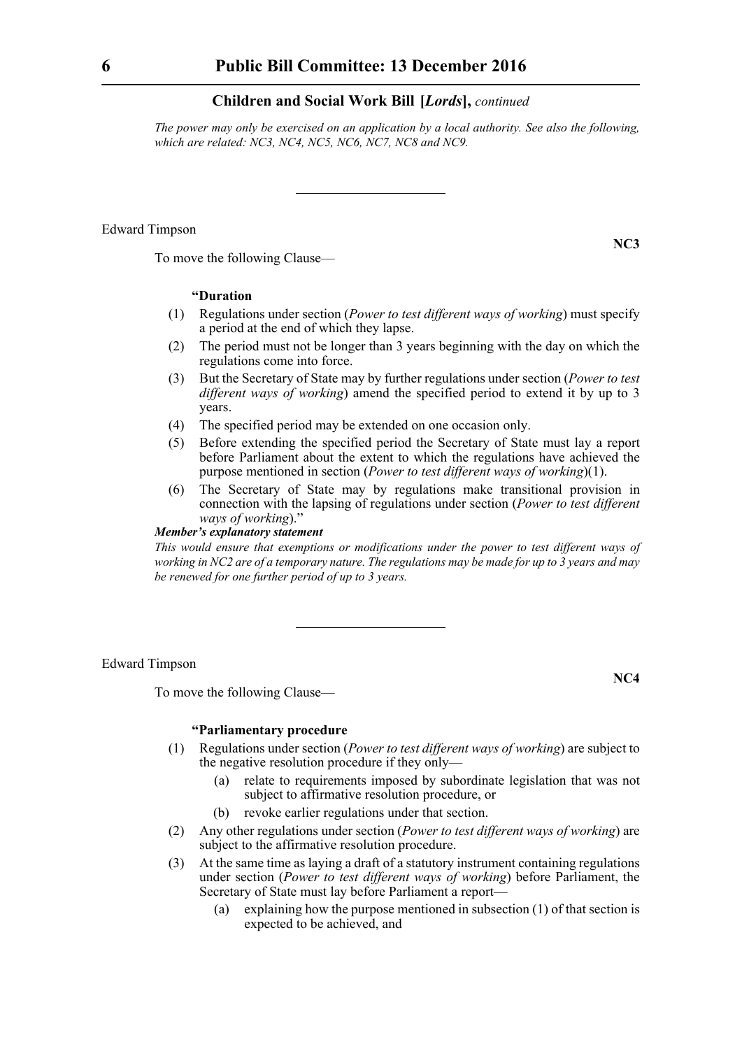*The power may only be exercised on an application by a local authority. See also the following, which are related: NC3, NC4, NC5, NC6, NC7, NC8 and NC9.*

---

Edward Timpson

**NC3**

To move the following Clause—

**"Duration**

(1) Regulations under section (*Power to test different ways of working*) must specify a period at the end of which they lapse.

(2) The period must not be longer than 3 years beginning with the day on which the regulations come into force.

(3) But the Secretary of State may by further regulations under section (*Power to test different ways of working*) amend the specified period to extend it by up to 3 years.

(4) The specified period may be extended on one occasion only.

(5) Before extending the specified period the Secretary of State must lay a report before Parliament about the extent to which the regulations have achieved the purpose mentioned in section (*Power to test different ways of working*)(1).

(6) The Secretary of State may by regulations make transitional provision in connection with the lapsing of regulations under section (*Power to test different ways of working*)."

***Member's explanatory statement***

*This would ensure that exemptions or modifications under the power to test different ways of working in NC2 are of a temporary nature. The regulations may be made for up to 3 years and may be renewed for one further period of up to 3 years.*

---

Edward Timpson

**NC4**

To move the following Clause—

**"Parliamentary procedure**

(1) Regulations under section (*Power to test different ways of working*) are subject to the negative resolution procedure if they only—

  (a) relate to requirements imposed by subordinate legislation that was not subject to affirmative resolution procedure, or

  (b) revoke earlier regulations under that section.

(2) Any other regulations under section (*Power to test different ways of working*) are subject to the affirmative resolution procedure.

(3) At the same time as laying a draft of a statutory instrument containing regulations under section (*Power to test different ways of working*) before Parliament, the Secretary of State must lay before Parliament a report—

  (a) explaining how the purpose mentioned in subsection (1) of that section is expected to be achieved, and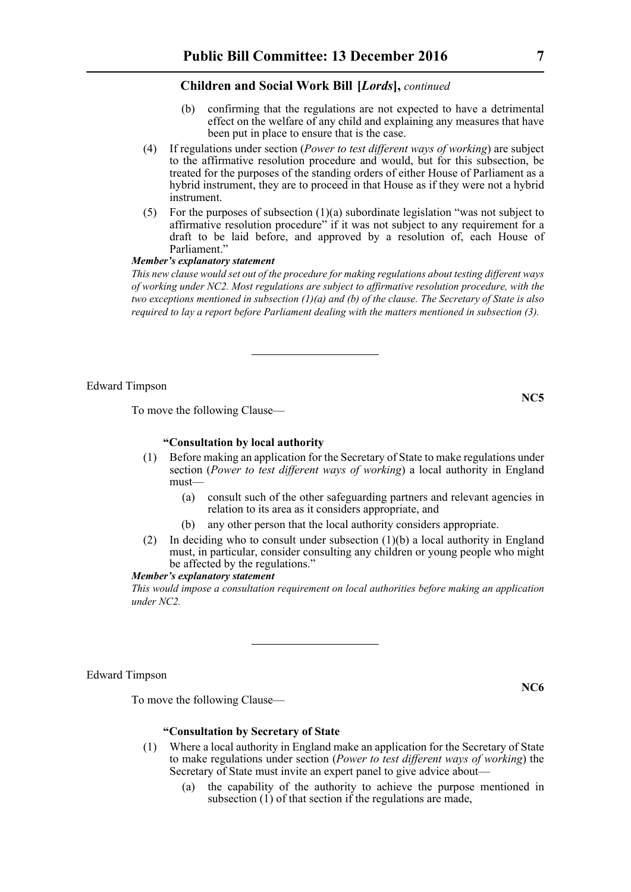**Children and Social Work Bill [*Lords*],** *continued*

(b) confirming that the regulations are not expected to have a detrimental effect on the welfare of any child and explaining any measures that have been put in place to ensure that is the case.

(4) If regulations under section (*Power to test different ways of working*) are subject to the affirmative resolution procedure and would, but for this subsection, be treated for the purposes of the standing orders of either House of Parliament as a hybrid instrument, they are to proceed in that House as if they were not a hybrid instrument.

(5) For the purposes of subsection (1)(a) subordinate legislation "was not subject to affirmative resolution procedure" if it was not subject to any requirement for a draft to be laid before, and approved by a resolution of, each House of Parliament."

***Member's explanatory statement***

*This new clause would set out of the procedure for making regulations about testing different ways of working under NC2. Most regulations are subject to affirmative resolution procedure, with the two exceptions mentioned in subsection (1)(a) and (b) of the clause. The Secretary of State is also required to lay a report before Parliament dealing with the matters mentioned in subsection (3).*

---

Edward Timpson

**NC5**

To move the following Clause—

**"Consultation by local authority**

(1) Before making an application for the Secretary of State to make regulations under section (*Power to test different ways of working*) a local authority in England must—

(a) consult such of the other safeguarding partners and relevant agencies in relation to its area as it considers appropriate, and

(b) any other person that the local authority considers appropriate.

(2) In deciding who to consult under subsection (1)(b) a local authority in England must, in particular, consider consulting any children or young people who might be affected by the regulations."

***Member's explanatory statement***

*This would impose a consultation requirement on local authorities before making an application under NC2.*

---

Edward Timpson

**NC6**

To move the following Clause—

**"Consultation by Secretary of State**

(1) Where a local authority in England make an application for the Secretary of State to make regulations under section (*Power to test different ways of working*) the Secretary of State must invite an expert panel to give advice about—

(a) the capability of the authority to achieve the purpose mentioned in subsection (1) of that section if the regulations are made,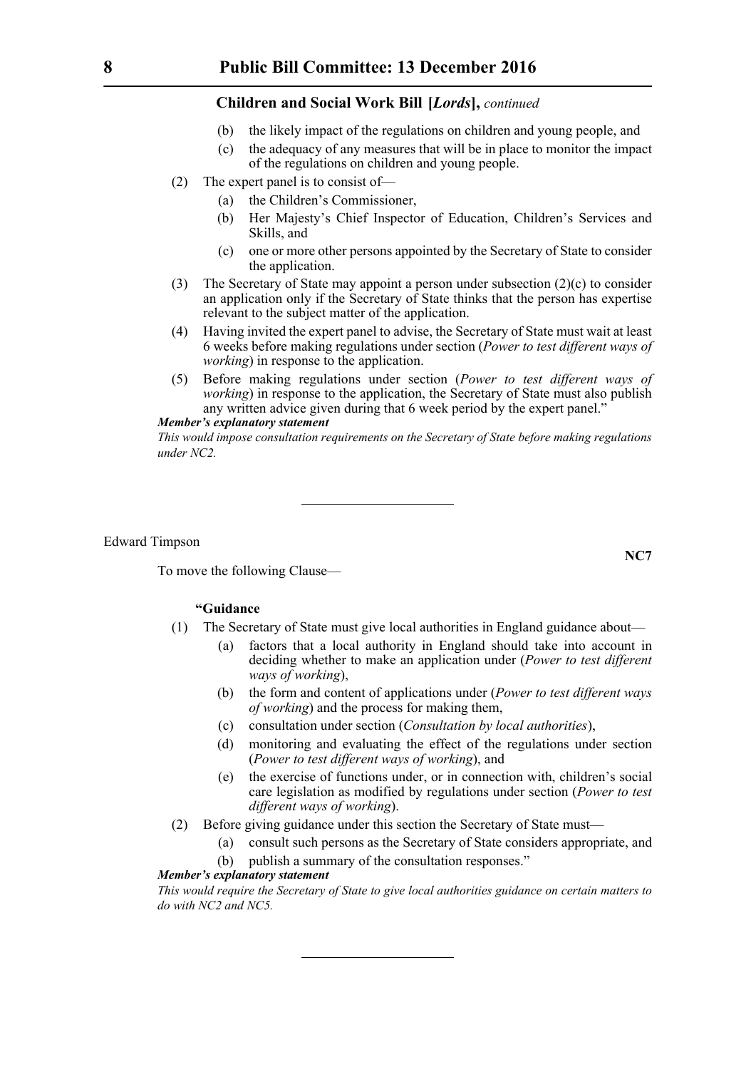(b) the likely impact of the regulations on children and young people, and

(c) the adequacy of any measures that will be in place to monitor the impact of the regulations on children and young people.

(2) The expert panel is to consist of—

(a) the Children's Commissioner,

(b) Her Majesty's Chief Inspector of Education, Children's Services and Skills, and

(c) one or more other persons appointed by the Secretary of State to consider the application.

(3) The Secretary of State may appoint a person under subsection (2)(c) to consider an application only if the Secretary of State thinks that the person has expertise relevant to the subject matter of the application.

(4) Having invited the expert panel to advise, the Secretary of State must wait at least 6 weeks before making regulations under section (*Power to test different ways of working*) in response to the application.

(5) Before making regulations under section (*Power to test different ways of working*) in response to the application, the Secretary of State must also publish any written advice given during that 6 week period by the expert panel."

***Member's explanatory statement***

*This would impose consultation requirements on the Secretary of State before making regulations under NC2.*

---

Edward Timpson

**NC7**

To move the following Clause—

**"Guidance**

(1) The Secretary of State must give local authorities in England guidance about—

(a) factors that a local authority in England should take into account in deciding whether to make an application under (*Power to test different ways of working*),

(b) the form and content of applications under (*Power to test different ways of working*) and the process for making them,

(c) consultation under section (*Consultation by local authorities*),

(d) monitoring and evaluating the effect of the regulations under section (*Power to test different ways of working*), and

(e) the exercise of functions under, or in connection with, children's social care legislation as modified by regulations under section (*Power to test different ways of working*).

(2) Before giving guidance under this section the Secretary of State must—

(a) consult such persons as the Secretary of State considers appropriate, and

(b) publish a summary of the consultation responses."

***Member's explanatory statement***

*This would require the Secretary of State to give local authorities guidance on certain matters to do with NC2 and NC5.*

---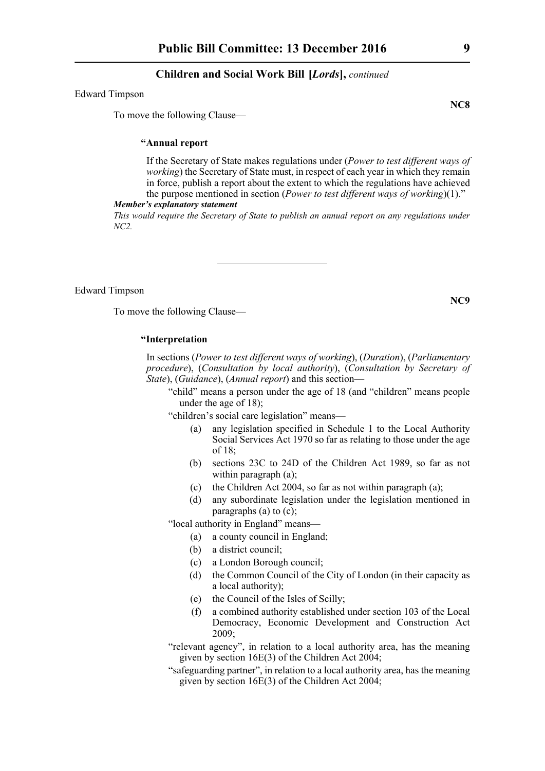Edward Timpson

**NC8**

To move the following Clause—

**"Annual report**

If the Secretary of State makes regulations under (*Power to test different ways of working*) the Secretary of State must, in respect of each year in which they remain in force, publish a report about the extent to which the regulations have achieved the purpose mentioned in section (*Power to test different ways of working*)(1)."

***Member's explanatory statement***

*This would require the Secretary of State to publish an annual report on any regulations under NC2.*

---

Edward Timpson

**NC9**

To move the following Clause—

**"Interpretation**

In sections (*Power to test different ways of working*), (*Duration*), (*Parliamentary procedure*), (*Consultation by local authority*), (*Consultation by Secretary of State*), (*Guidance*), (*Annual report*) and this section—

"child" means a person under the age of 18 (and "children" means people under the age of 18);

"children's social care legislation" means—

- (a) any legislation specified in Schedule 1 to the Local Authority Social Services Act 1970 so far as relating to those under the age of 18;
- (b) sections 23C to 24D of the Children Act 1989, so far as not within paragraph (a);
- (c) the Children Act 2004, so far as not within paragraph (a);
- (d) any subordinate legislation under the legislation mentioned in paragraphs (a) to (c);

"local authority in England" means—

- (a) a county council in England;
- (b) a district council;
- (c) a London Borough council;
- (d) the Common Council of the City of London (in their capacity as a local authority);
- (e) the Council of the Isles of Scilly;
- (f) a combined authority established under section 103 of the Local Democracy, Economic Development and Construction Act 2009;

"relevant agency", in relation to a local authority area, has the meaning given by section 16E(3) of the Children Act 2004;

"safeguarding partner", in relation to a local authority area, has the meaning given by section 16E(3) of the Children Act 2004;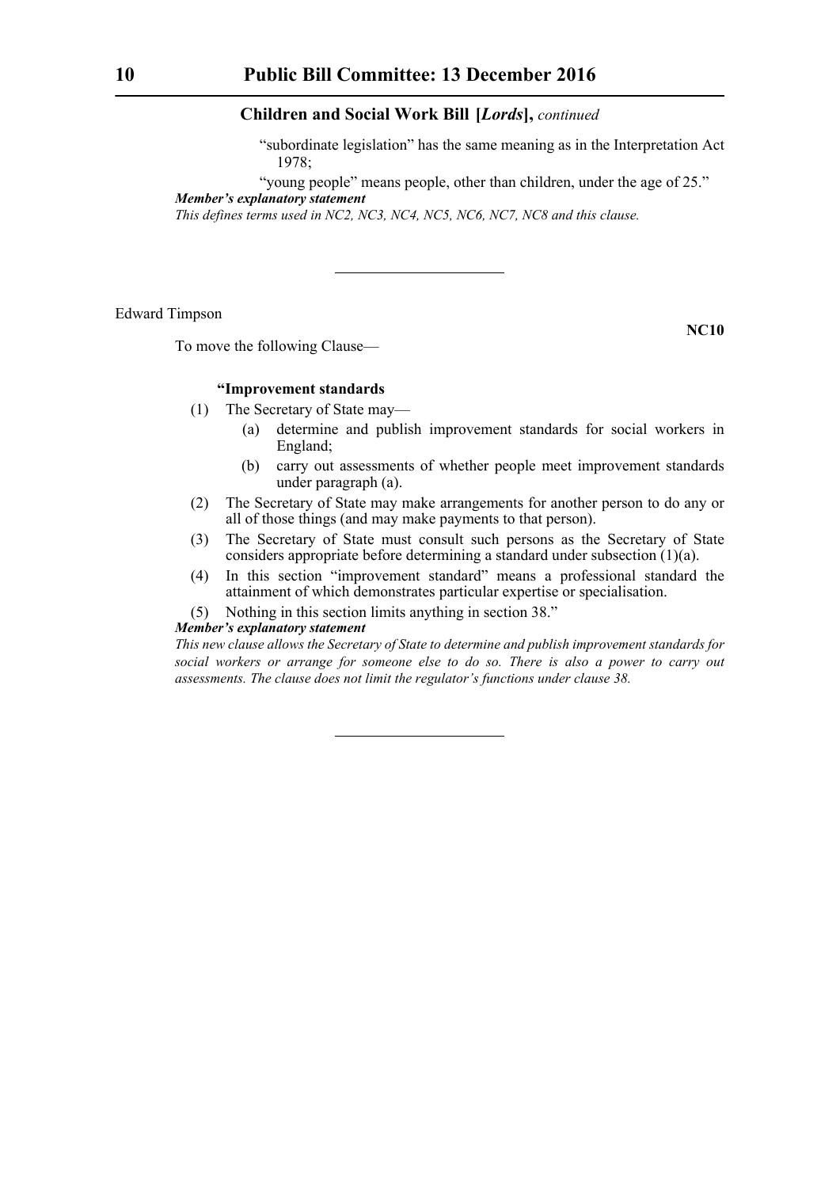**Children and Social Work Bill [*Lords*],** *continued*

"subordinate legislation" has the same meaning as in the Interpretation Act 1978;

"young people" means people, other than children, under the age of 25."

***Member's explanatory statement***

*This defines terms used in NC2, NC3, NC4, NC5, NC6, NC7, NC8 and this clause.*

---

Edward Timpson

**NC10**

To move the following Clause—

**"Improvement standards**

(1) The Secretary of State may—

(a) determine and publish improvement standards for social workers in England;

(b) carry out assessments of whether people meet improvement standards under paragraph (a).

(2) The Secretary of State may make arrangements for another person to do any or all of those things (and may make payments to that person).

(3) The Secretary of State must consult such persons as the Secretary of State considers appropriate before determining a standard under subsection (1)(a).

(4) In this section "improvement standard" means a professional standard the attainment of which demonstrates particular expertise or specialisation.

(5) Nothing in this section limits anything in section 38."

***Member's explanatory statement***

*This new clause allows the Secretary of State to determine and publish improvement standards for social workers or arrange for someone else to do so. There is also a power to carry out assessments. The clause does not limit the regulator's functions under clause 38.*

---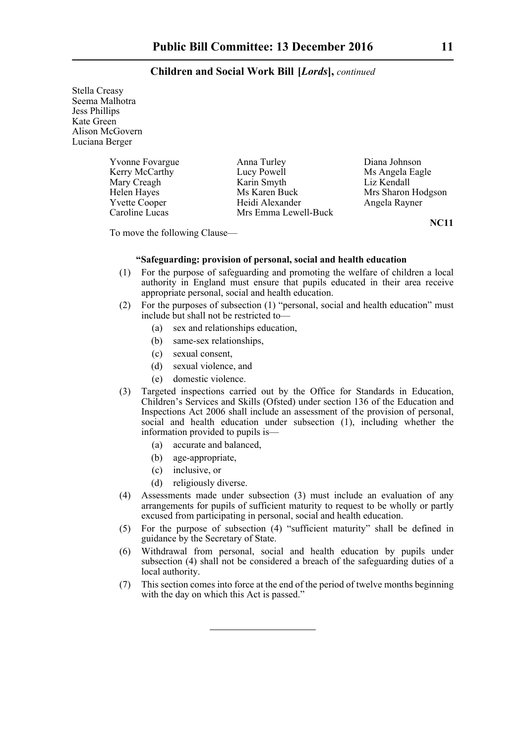Stella Creasy
Seema Malhotra
Jess Phillips
Kate Green
Alison McGovern
Luciana Berger

Yvonne Fovargue
Kerry McCarthy
Mary Creagh
Helen Hayes
Yvette Cooper
Caroline Lucas
Anna Turley
Lucy Powell
Karin Smyth
Ms Karen Buck
Heidi Alexander
Mrs Emma Lewell-Buck
Diana Johnson
Ms Angela Eagle
Liz Kendall
Mrs Sharon Hodgson
Angela Rayner

**NC11**

To move the following Clause—

**"Safeguarding: provision of personal, social and health education**

(1) For the purpose of safeguarding and promoting the welfare of children a local authority in England must ensure that pupils educated in their area receive appropriate personal, social and health education.

(2) For the purposes of subsection (1) "personal, social and health education" must include but shall not be restricted to—

  (a) sex and relationships education,

  (b) same-sex relationships,

  (c) sexual consent,

  (d) sexual violence, and

  (e) domestic violence.

(3) Targeted inspections carried out by the Office for Standards in Education, Children's Services and Skills (Ofsted) under section 136 of the Education and Inspections Act 2006 shall include an assessment of the provision of personal, social and health education under subsection (1), including whether the information provided to pupils is—

  (a) accurate and balanced,

  (b) age-appropriate,

  (c) inclusive, or

  (d) religiously diverse.

(4) Assessments made under subsection (3) must include an evaluation of any arrangements for pupils of sufficient maturity to request to be wholly or partly excused from participating in personal, social and health education.

(5) For the purpose of subsection (4) "sufficient maturity" shall be defined in guidance by the Secretary of State.

(6) Withdrawal from personal, social and health education by pupils under subsection (4) shall not be considered a breach of the safeguarding duties of a local authority.

(7) This section comes into force at the end of the period of twelve months beginning with the day on which this Act is passed."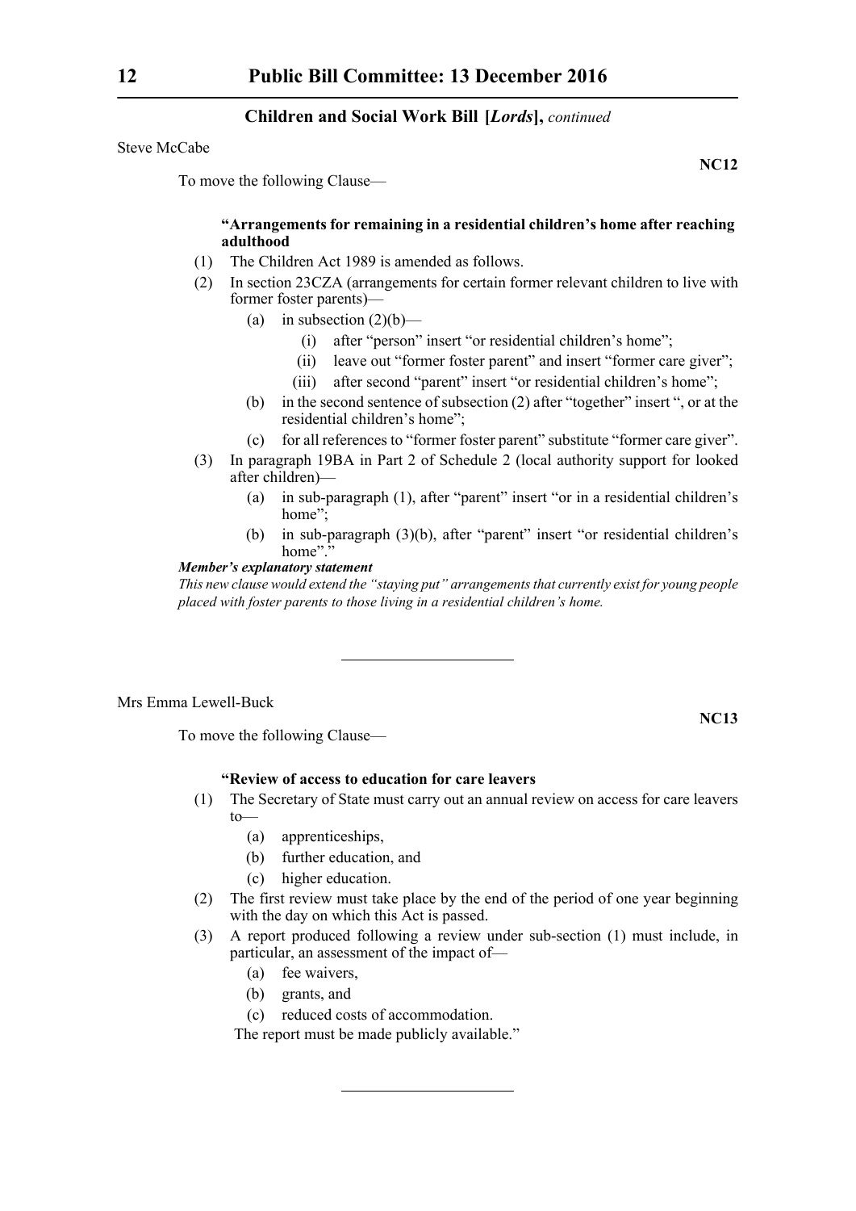## Children and Social Work Bill [*Lords*], *continued*

Steve McCabe

**NC12**

To move the following Clause—

**"Arrangements for remaining in a residential children's home after reaching adulthood**

(1) The Children Act 1989 is amended as follows.

(2) In section 23CZA (arrangements for certain former relevant children to live with former foster parents)—

  (a) in subsection (2)(b)—

    (i) after "person" insert "or residential children's home";

    (ii) leave out "former foster parent" and insert "former care giver";

    (iii) after second "parent" insert "or residential children's home";

  (b) in the second sentence of subsection (2) after "together" insert ", or at the residential children's home";

  (c) for all references to "former foster parent" substitute "former care giver".

(3) In paragraph 19BA in Part 2 of Schedule 2 (local authority support for looked after children)—

  (a) in sub-paragraph (1), after "parent" insert "or in a residential children's home";

  (b) in sub-paragraph (3)(b), after "parent" insert "or residential children's home"."

***Member's explanatory statement***

*This new clause would extend the "staying put" arrangements that currently exist for young people placed with foster parents to those living in a residential children's home.*

---

Mrs Emma Lewell-Buck

**NC13**

To move the following Clause—

**"Review of access to education for care leavers**

(1) The Secretary of State must carry out an annual review on access for care leavers to—

  (a) apprenticeships,

  (b) further education, and

  (c) higher education.

(2) The first review must take place by the end of the period of one year beginning with the day on which this Act is passed.

(3) A report produced following a review under sub-section (1) must include, in particular, an assessment of the impact of—

  (a) fee waivers,

  (b) grants, and

  (c) reduced costs of accommodation.

The report must be made publicly available."

---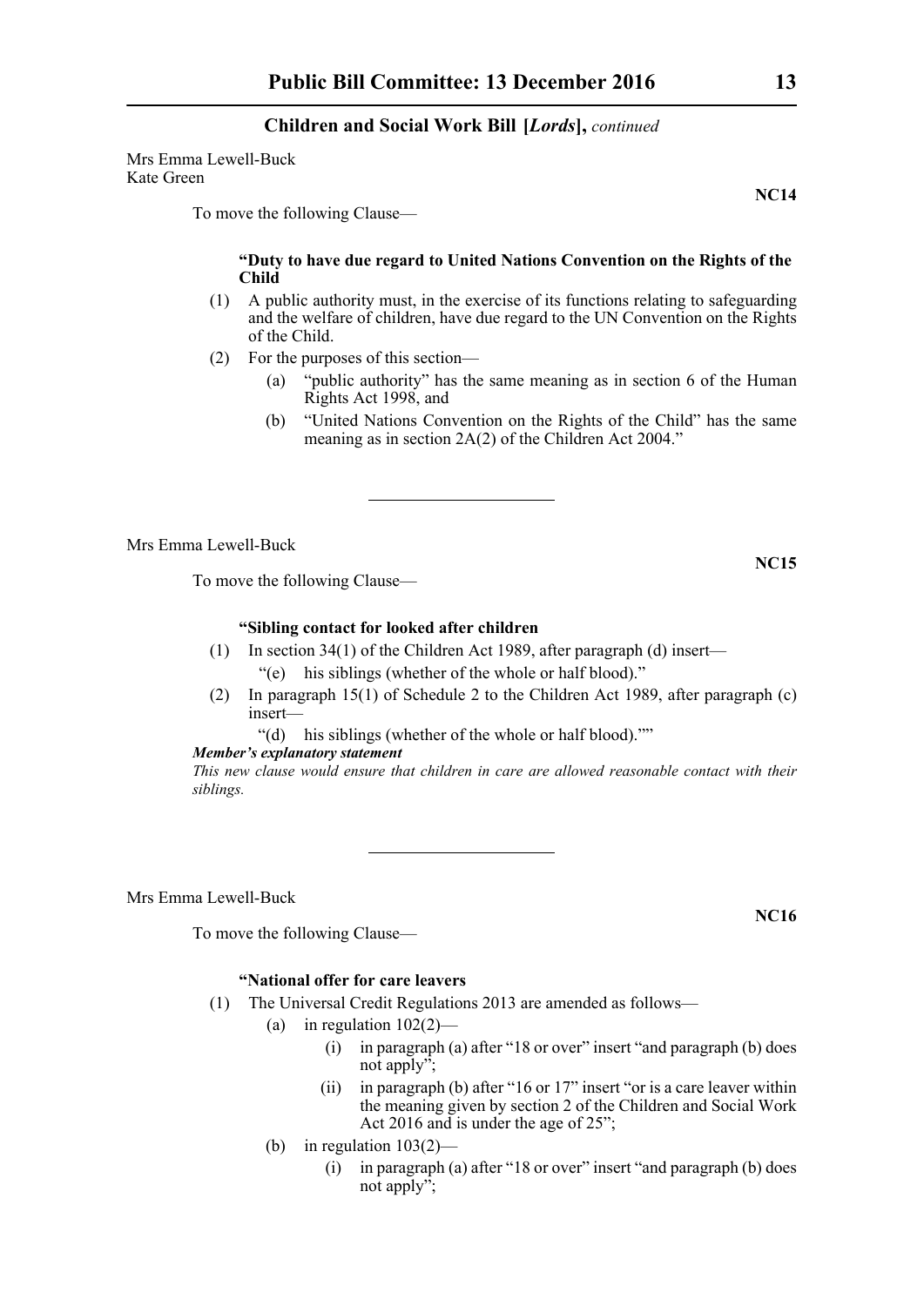Mrs Emma Lewell-Buck
Kate Green

**NC14**

To move the following Clause—

**"Duty to have due regard to United Nations Convention on the Rights of the Child**

(1) A public authority must, in the exercise of its functions relating to safeguarding and the welfare of children, have due regard to the UN Convention on the Rights of the Child.

(2) For the purposes of this section—

 (a) "public authority" has the same meaning as in section 6 of the Human Rights Act 1998, and

 (b) "United Nations Convention on the Rights of the Child" has the same meaning as in section 2A(2) of the Children Act 2004."

---

Mrs Emma Lewell-Buck

**NC15**

To move the following Clause—

**"Sibling contact for looked after children**

(1) In section 34(1) of the Children Act 1989, after paragraph (d) insert—

 "(e) his siblings (whether of the whole or half blood)."

(2) In paragraph 15(1) of Schedule 2 to the Children Act 1989, after paragraph (c) insert—

 "(d) his siblings (whether of the whole or half blood).""

***Member's explanatory statement***

*This new clause would ensure that children in care are allowed reasonable contact with their siblings.*

---

Mrs Emma Lewell-Buck

**NC16**

To move the following Clause—

**"National offer for care leavers**

(1) The Universal Credit Regulations 2013 are amended as follows—

 (a) in regulation 102(2)—

  (i) in paragraph (a) after "18 or over" insert "and paragraph (b) does not apply";

  (ii) in paragraph (b) after "16 or 17" insert "or is a care leaver within the meaning given by section 2 of the Children and Social Work Act 2016 and is under the age of 25";

 (b) in regulation 103(2)—

  (i) in paragraph (a) after "18 or over" insert "and paragraph (b) does not apply";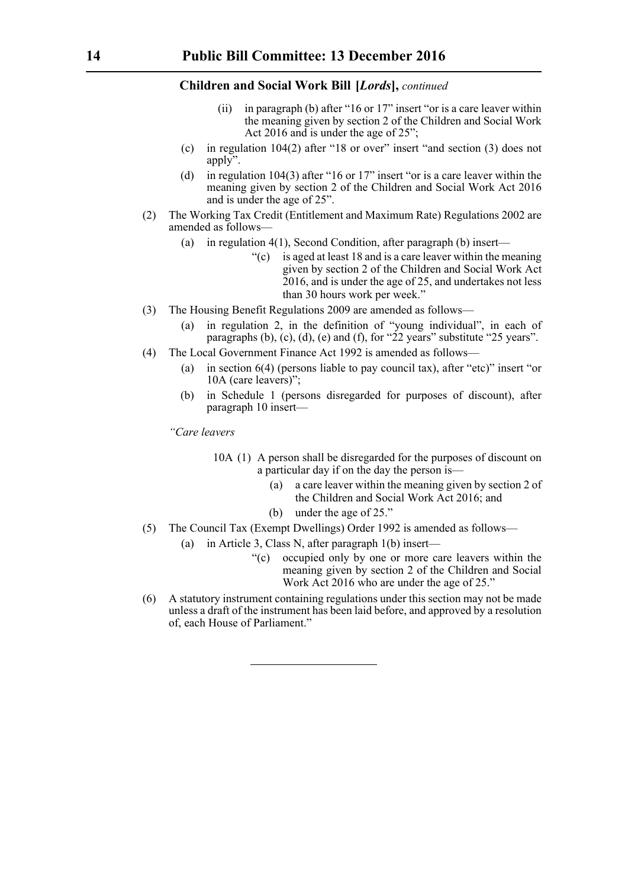**Children and Social Work Bill [*Lords*],** *continued*

(ii) in paragraph (b) after "16 or 17" insert "or is a care leaver within the meaning given by section 2 of the Children and Social Work Act 2016 and is under the age of 25";

(c) in regulation 104(2) after "18 or over" insert "and section (3) does not apply".

(d) in regulation 104(3) after "16 or 17" insert "or is a care leaver within the meaning given by section 2 of the Children and Social Work Act 2016 and is under the age of 25".

(2) The Working Tax Credit (Entitlement and Maximum Rate) Regulations 2002 are amended as follows—

(a) in regulation 4(1), Second Condition, after paragraph (b) insert—

"(c) is aged at least 18 and is a care leaver within the meaning given by section 2 of the Children and Social Work Act 2016, and is under the age of 25, and undertakes not less than 30 hours work per week."

(3) The Housing Benefit Regulations 2009 are amended as follows—

(a) in regulation 2, in the definition of "young individual", in each of paragraphs (b), (c), (d), (e) and (f), for "22 years" substitute "25 years".

(4) The Local Government Finance Act 1992 is amended as follows—

(a) in section 6(4) (persons liable to pay council tax), after "etc)" insert "or 10A (care leavers)";

(b) in Schedule 1 (persons disregarded for purposes of discount), after paragraph 10 insert—

*"Care leavers*

10A (1) A person shall be disregarded for the purposes of discount on a particular day if on the day the person is—

(a) a care leaver within the meaning given by section 2 of the Children and Social Work Act 2016; and

(b) under the age of 25."

(5) The Council Tax (Exempt Dwellings) Order 1992 is amended as follows—

(a) in Article 3, Class N, after paragraph 1(b) insert—

"(c) occupied only by one or more care leavers within the meaning given by section 2 of the Children and Social Work Act 2016 who are under the age of 25."

(6) A statutory instrument containing regulations under this section may not be made unless a draft of the instrument has been laid before, and approved by a resolution of, each House of Parliament."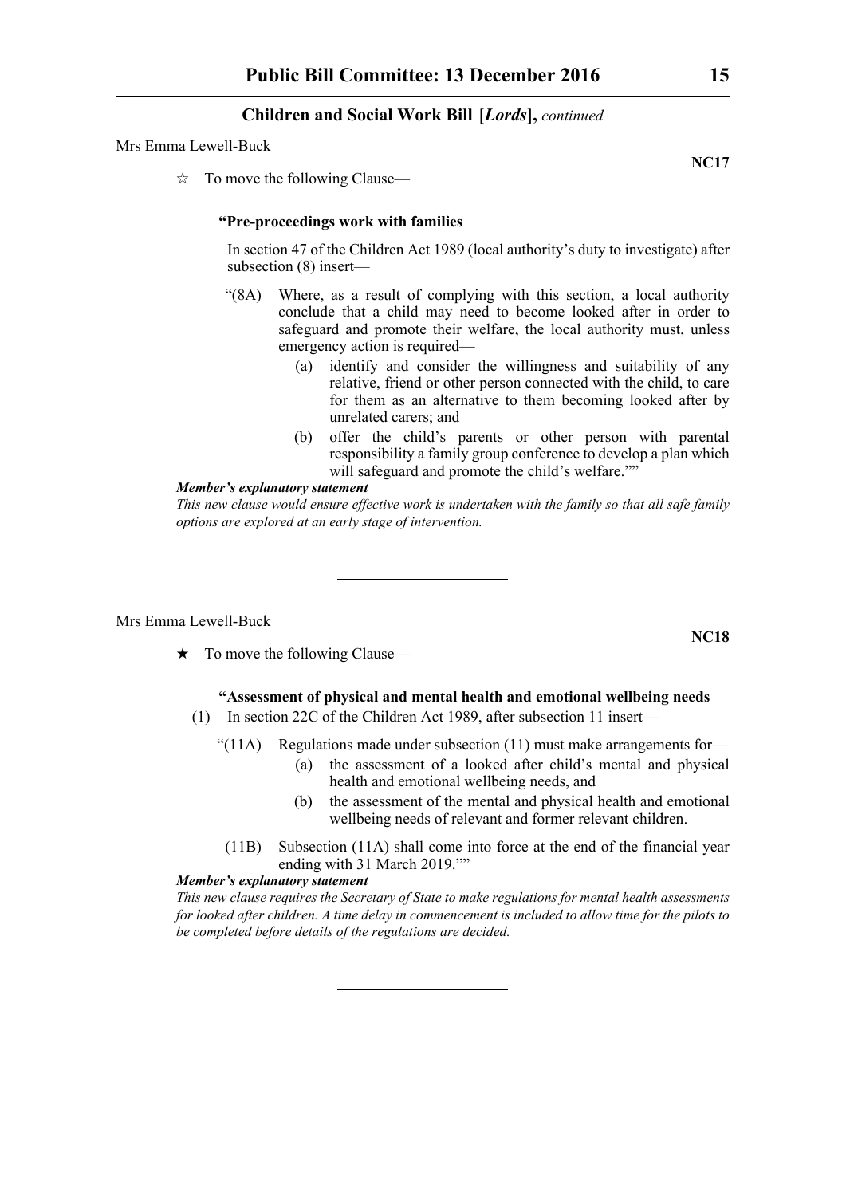Mrs Emma Lewell-Buck

**NC17**

☆ To move the following Clause—

**"Pre-proceedings work with families**

In section 47 of the Children Act 1989 (local authority's duty to investigate) after subsection (8) insert—

"(8A) Where, as a result of complying with this section, a local authority conclude that a child may need to become looked after in order to safeguard and promote their welfare, the local authority must, unless emergency action is required—

(a) identify and consider the willingness and suitability of any relative, friend or other person connected with the child, to care for them as an alternative to them becoming looked after by unrelated carers; and

(b) offer the child's parents or other person with parental responsibility a family group conference to develop a plan which will safeguard and promote the child's welfare.""

***Member's explanatory statement***

*This new clause would ensure effective work is undertaken with the family so that all safe family options are explored at an early stage of intervention.*

---

Mrs Emma Lewell-Buck

**NC18**

★ To move the following Clause—

**"Assessment of physical and mental health and emotional wellbeing needs**

(1) In section 22C of the Children Act 1989, after subsection 11 insert—

"(11A) Regulations made under subsection (11) must make arrangements for—

(a) the assessment of a looked after child's mental and physical health and emotional wellbeing needs, and

(b) the assessment of the mental and physical health and emotional wellbeing needs of relevant and former relevant children.

(11B) Subsection (11A) shall come into force at the end of the financial year ending with 31 March 2019.""

***Member's explanatory statement***

*This new clause requires the Secretary of State to make regulations for mental health assessments for looked after children. A time delay in commencement is included to allow time for the pilots to be completed before details of the regulations are decided.*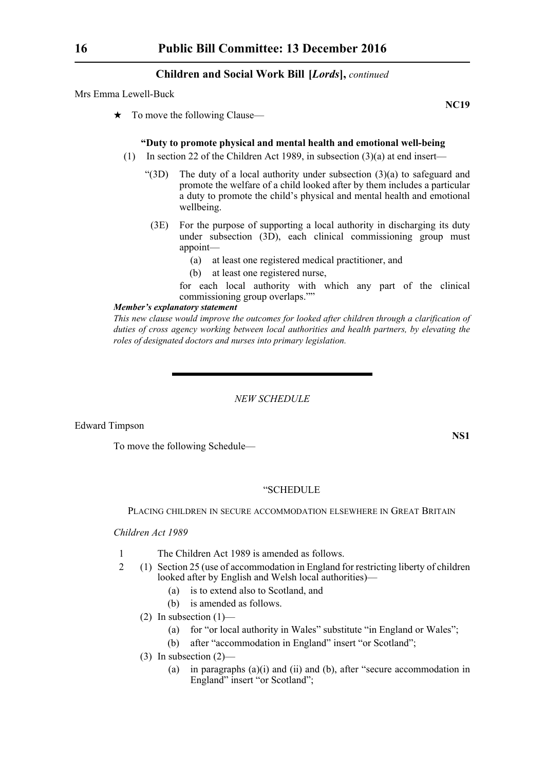Mrs Emma Lewell-Buck

**NC19**

★ To move the following Clause—

**"Duty to promote physical and mental health and emotional well-being**

(1) In section 22 of the Children Act 1989, in subsection (3)(a) at end insert—

"(3D) The duty of a local authority under subsection (3)(a) to safeguard and promote the welfare of a child looked after by them includes a particular a duty to promote the child's physical and mental health and emotional wellbeing.

(3E) For the purpose of supporting a local authority in discharging its duty under subsection (3D), each clinical commissioning group must appoint—

(a) at least one registered medical practitioner, and

(b) at least one registered nurse,

for each local authority with which any part of the clinical commissioning group overlaps.""

***Member's explanatory statement***

*This new clause would improve the outcomes for looked after children through a clarification of duties of cross agency working between local authorities and health partners, by elevating the roles of designated doctors and nurses into primary legislation.*

---

*NEW SCHEDULE*

Edward Timpson

**NS1**

To move the following Schedule—

"SCHEDULE

PLACING CHILDREN IN SECURE ACCOMMODATION ELSEWHERE IN GREAT BRITAIN

*Children Act 1989*

1 The Children Act 1989 is amended as follows.

2 (1) Section 25 (use of accommodation in England for restricting liberty of children looked after by English and Welsh local authorities)—

(a) is to extend also to Scotland, and

(b) is amended as follows.

(2) In subsection (1)—

(a) for "or local authority in Wales" substitute "in England or Wales";

(b) after "accommodation in England" insert "or Scotland";

(3) In subsection (2)—

(a) in paragraphs (a)(i) and (ii) and (b), after "secure accommodation in England" insert "or Scotland";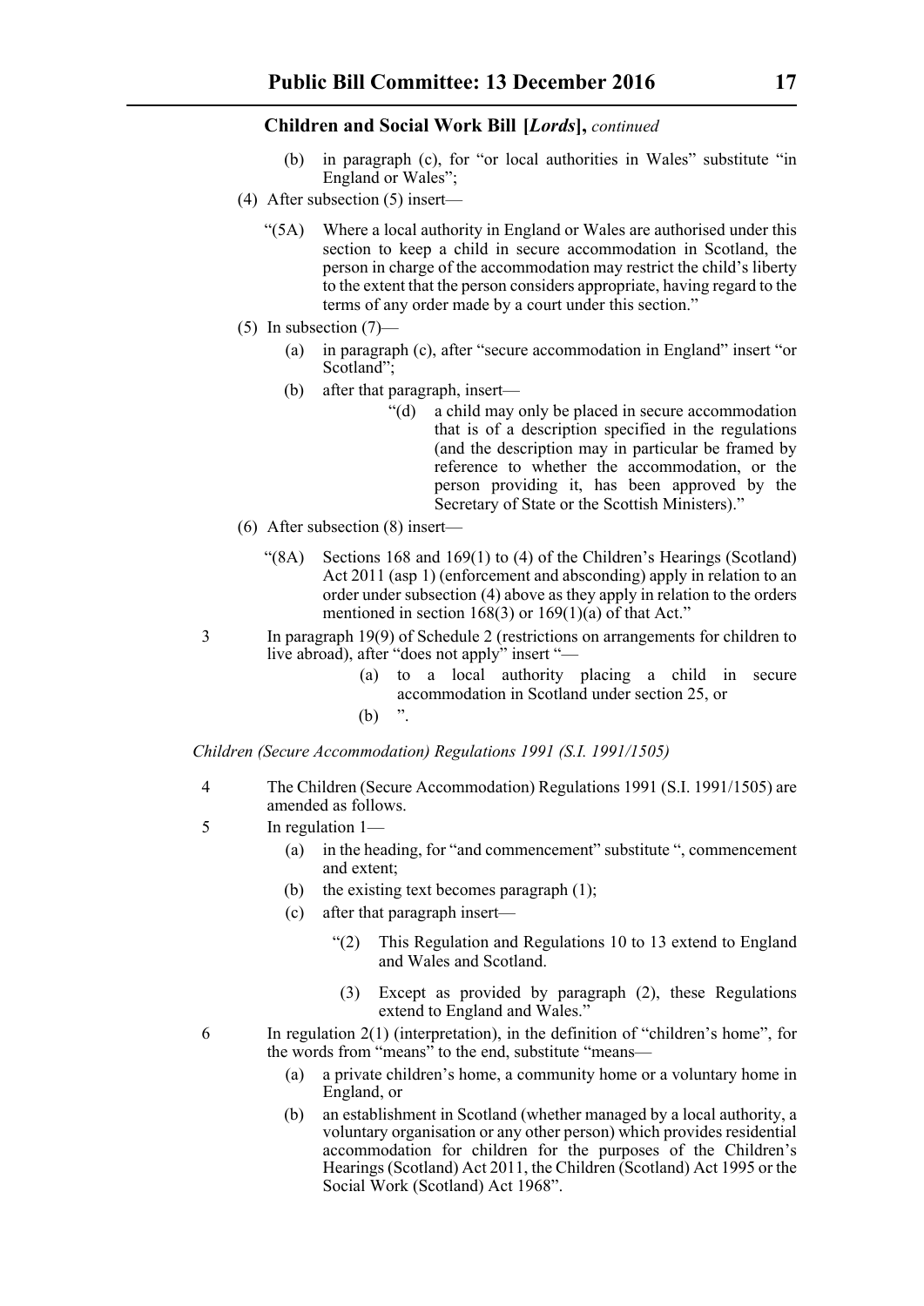**Children and Social Work Bill [*Lords*],** *continued*

(b) in paragraph (c), for "or local authorities in Wales" substitute "in England or Wales";

(4) After subsection (5) insert—

"(5A) Where a local authority in England or Wales are authorised under this section to keep a child in secure accommodation in Scotland, the person in charge of the accommodation may restrict the child's liberty to the extent that the person considers appropriate, having regard to the terms of any order made by a court under this section."

(5) In subsection (7)—

(a) in paragraph (c), after "secure accommodation in England" insert "or Scotland";

(b) after that paragraph, insert—

"(d) a child may only be placed in secure accommodation that is of a description specified in the regulations (and the description may in particular be framed by reference to whether the accommodation, or the person providing it, has been approved by the Secretary of State or the Scottish Ministers)."

(6) After subsection (8) insert—

"(8A) Sections 168 and 169(1) to (4) of the Children's Hearings (Scotland) Act 2011 (asp 1) (enforcement and absconding) apply in relation to an order under subsection (4) above as they apply in relation to the orders mentioned in section 168(3) or 169(1)(a) of that Act."

3 In paragraph 19(9) of Schedule 2 (restrictions on arrangements for children to live abroad), after "does not apply" insert "—

(a) to a local authority placing a child in secure accommodation in Scotland under section 25, or

(b) ".

*Children (Secure Accommodation) Regulations 1991 (S.I. 1991/1505)*

4 The Children (Secure Accommodation) Regulations 1991 (S.I. 1991/1505) are amended as follows.

5 In regulation 1—

(a) in the heading, for "and commencement" substitute ", commencement and extent;

(b) the existing text becomes paragraph (1);

(c) after that paragraph insert—

"(2) This Regulation and Regulations 10 to 13 extend to England and Wales and Scotland.

(3) Except as provided by paragraph (2), these Regulations extend to England and Wales."

6 In regulation 2(1) (interpretation), in the definition of "children's home", for the words from "means" to the end, substitute "means—

(a) a private children's home, a community home or a voluntary home in England, or

(b) an establishment in Scotland (whether managed by a local authority, a voluntary organisation or any other person) which provides residential accommodation for children for the purposes of the Children's Hearings (Scotland) Act 2011, the Children (Scotland) Act 1995 or the Social Work (Scotland) Act 1968".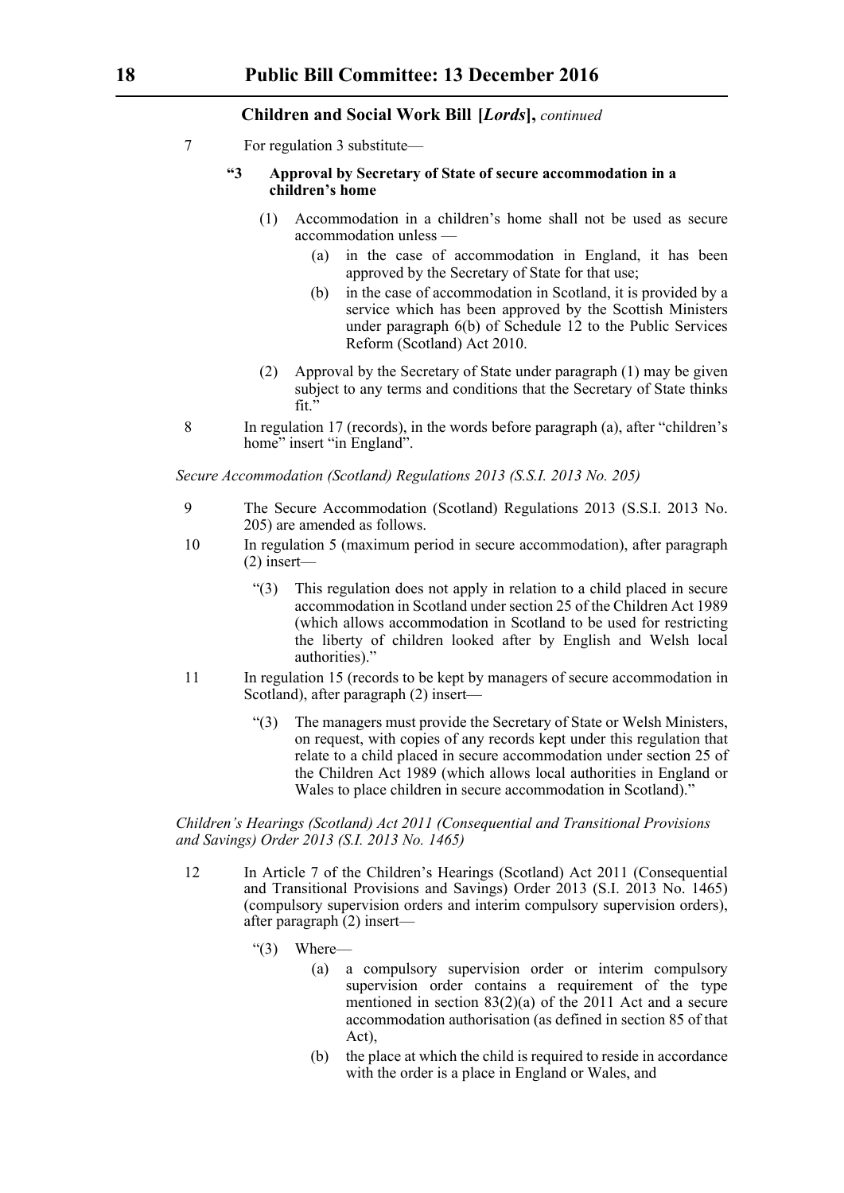**Children and Social Work Bill [*Lords*],** *continued*

7 For regulation 3 substitute—

> **"3 Approval by Secretary of State of secure accommodation in a children's home**
>
> (1) Accommodation in a children's home shall not be used as secure accommodation unless —
>
> (a) in the case of accommodation in England, it has been approved by the Secretary of State for that use;
>
> (b) in the case of accommodation in Scotland, it is provided by a service which has been approved by the Scottish Ministers under paragraph 6(b) of Schedule 12 to the Public Services Reform (Scotland) Act 2010.
>
> (2) Approval by the Secretary of State under paragraph (1) may be given subject to any terms and conditions that the Secretary of State thinks fit."

8 In regulation 17 (records), in the words before paragraph (a), after "children's home" insert "in England".

*Secure Accommodation (Scotland) Regulations 2013 (S.S.I. 2013 No. 205)*

9 The Secure Accommodation (Scotland) Regulations 2013 (S.S.I. 2013 No. 205) are amended as follows.

10 In regulation 5 (maximum period in secure accommodation), after paragraph (2) insert—

> "(3) This regulation does not apply in relation to a child placed in secure accommodation in Scotland under section 25 of the Children Act 1989 (which allows accommodation in Scotland to be used for restricting the liberty of children looked after by English and Welsh local authorities)."

11 In regulation 15 (records to be kept by managers of secure accommodation in Scotland), after paragraph (2) insert—

> "(3) The managers must provide the Secretary of State or Welsh Ministers, on request, with copies of any records kept under this regulation that relate to a child placed in secure accommodation under section 25 of the Children Act 1989 (which allows local authorities in England or Wales to place children in secure accommodation in Scotland)."

*Children's Hearings (Scotland) Act 2011 (Consequential and Transitional Provisions and Savings) Order 2013 (S.I. 2013 No. 1465)*

12 In Article 7 of the Children's Hearings (Scotland) Act 2011 (Consequential and Transitional Provisions and Savings) Order 2013 (S.I. 2013 No. 1465) (compulsory supervision orders and interim compulsory supervision orders), after paragraph (2) insert—

> "(3) Where—
>
> (a) a compulsory supervision order or interim compulsory supervision order contains a requirement of the type mentioned in section 83(2)(a) of the 2011 Act and a secure accommodation authorisation (as defined in section 85 of that Act),
>
> (b) the place at which the child is required to reside in accordance with the order is a place in England or Wales, and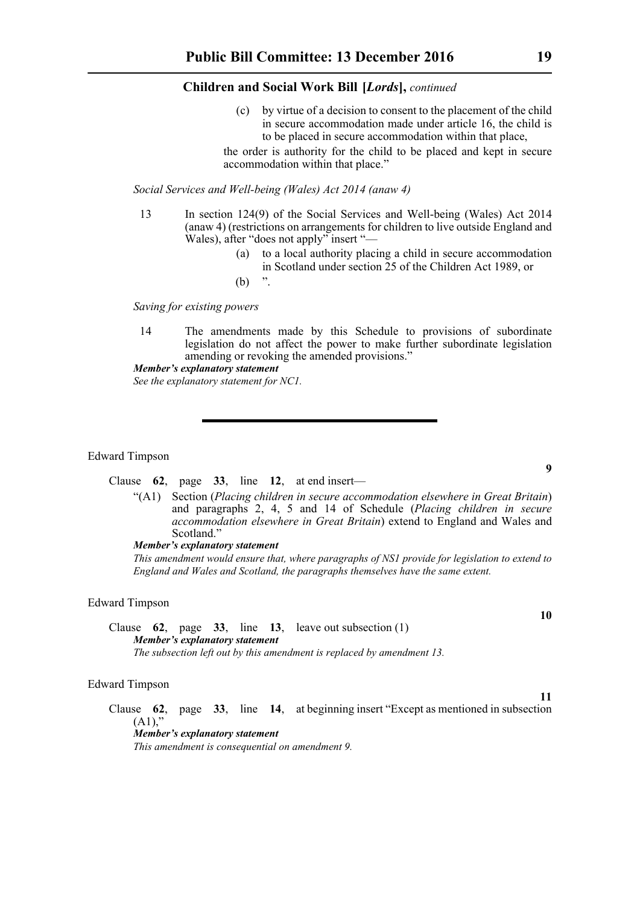(c) by virtue of a decision to consent to the placement of the child in secure accommodation made under article 16, the child is to be placed in secure accommodation within that place,

the order is authority for the child to be placed and kept in secure accommodation within that place."

*Social Services and Well-being (Wales) Act 2014 (anaw 4)*

13 In section 124(9) of the Social Services and Well-being (Wales) Act 2014 (anaw 4) (restrictions on arrangements for children to live outside England and Wales), after "does not apply" insert "—

(a) to a local authority placing a child in secure accommodation in Scotland under section 25 of the Children Act 1989, or

(b) ".

*Saving for existing powers*

14 The amendments made by this Schedule to provisions of subordinate legislation do not affect the power to make further subordinate legislation amending or revoking the amended provisions."

***Member's explanatory statement***

*See the explanatory statement for NC1.*

---

Edward Timpson

**9**

Clause **62**, page **33**, line **12**, at end insert—

"(A1) Section (*Placing children in secure accommodation elsewhere in Great Britain*) and paragraphs 2, 4, 5 and 14 of Schedule (*Placing children in secure accommodation elsewhere in Great Britain*) extend to England and Wales and Scotland."

***Member's explanatory statement***

*This amendment would ensure that, where paragraphs of NS1 provide for legislation to extend to England and Wales and Scotland, the paragraphs themselves have the same extent.*

Edward Timpson

**10**

Clause **62**, page **33**, line **13**, leave out subsection (1)

***Member's explanatory statement***

*The subsection left out by this amendment is replaced by amendment 13.*

Edward Timpson

**11**

Clause **62**, page **33**, line **14**, at beginning insert "Except as mentioned in subsection (A1),"

***Member's explanatory statement***

*This amendment is consequential on amendment 9.*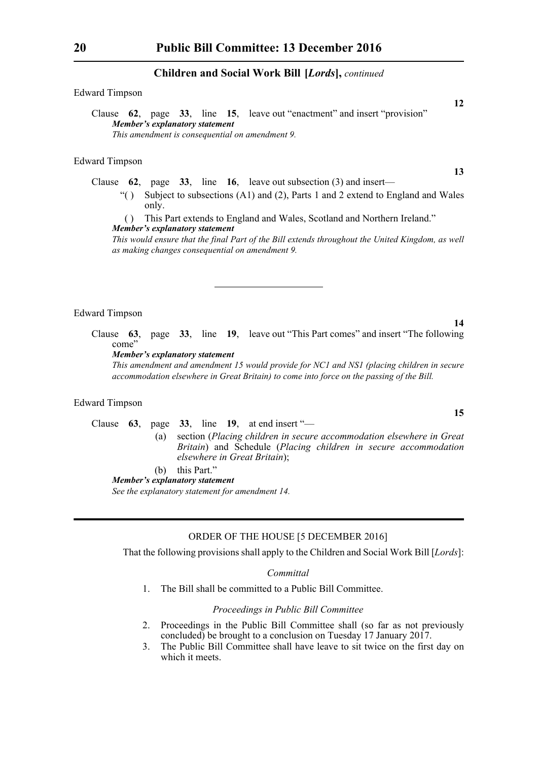## Children and Social Work Bill [*Lords*], *continued*

Edward Timpson

**12**

Clause **62**, page **33**, line **15**, leave out "enactment" and insert "provision"

***Member's explanatory statement***

*This amendment is consequential on amendment 9.*

Edward Timpson

**13**

Clause **62**, page **33**, line **16**, leave out subsection (3) and insert—

"( ) Subject to subsections (A1) and (2), Parts 1 and 2 extend to England and Wales only.

( ) This Part extends to England and Wales, Scotland and Northern Ireland."

***Member's explanatory statement***

*This would ensure that the final Part of the Bill extends throughout the United Kingdom, as well as making changes consequential on amendment 9.*

---

Edward Timpson

**14**

Clause **63**, page **33**, line **19**, leave out "This Part comes" and insert "The following come"

***Member's explanatory statement***

*This amendment and amendment 15 would provide for NC1 and NS1 (placing children in secure accommodation elsewhere in Great Britain) to come into force on the passing of the Bill.*

Edward Timpson

**15**

Clause **63**, page **33**, line **19**, at end insert "—

(a) section (*Placing children in secure accommodation elsewhere in Great Britain*) and Schedule (*Placing children in secure accommodation elsewhere in Great Britain*);

(b) this Part."

***Member's explanatory statement***

*See the explanatory statement for amendment 14.*

---

ORDER OF THE HOUSE [5 DECEMBER 2016]

That the following provisions shall apply to the Children and Social Work Bill [*Lords*]:

*Committal*

1. The Bill shall be committed to a Public Bill Committee.

*Proceedings in Public Bill Committee*

2. Proceedings in the Public Bill Committee shall (so far as not previously concluded) be brought to a conclusion on Tuesday 17 January 2017.
3. The Public Bill Committee shall have leave to sit twice on the first day on which it meets.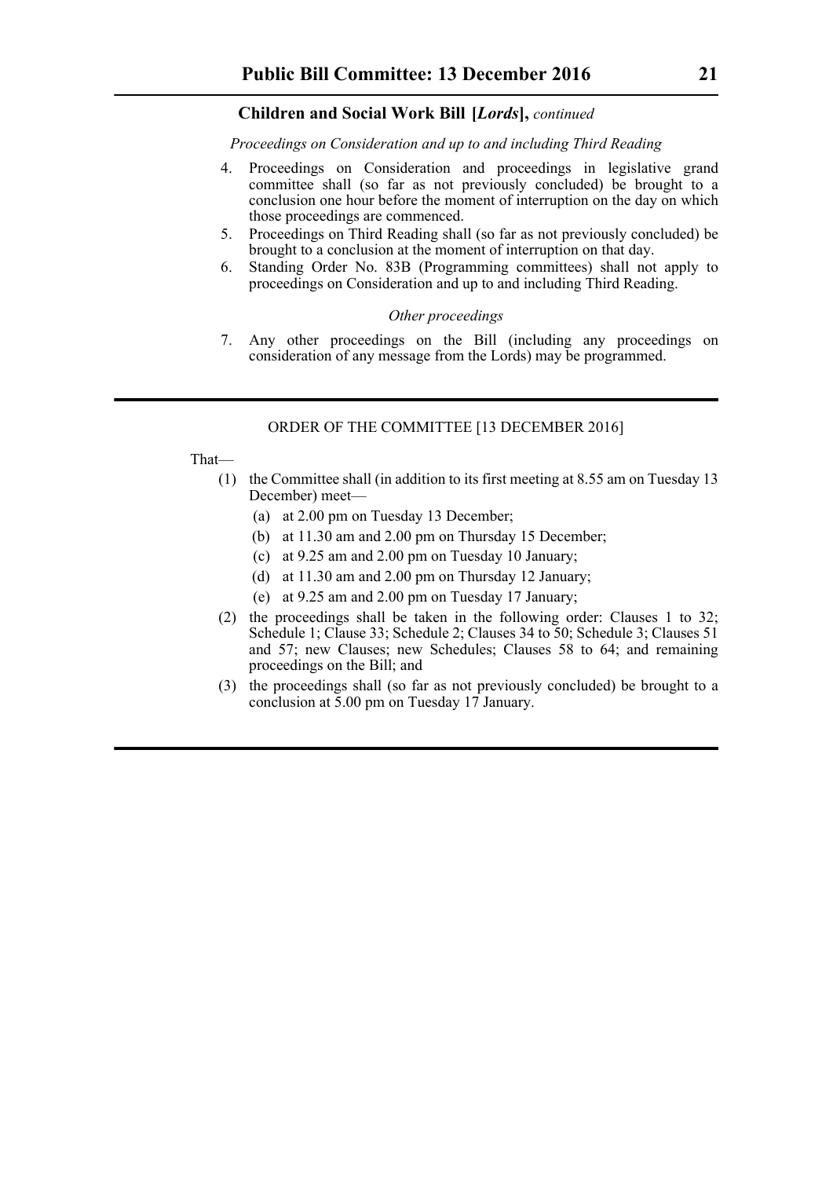**Children and Social Work Bill [*Lords*],** *continued*

*Proceedings on Consideration and up to and including Third Reading*

4. Proceedings on Consideration and proceedings in legislative grand committee shall (so far as not previously concluded) be brought to a conclusion one hour before the moment of interruption on the day on which those proceedings are commenced.
5. Proceedings on Third Reading shall (so far as not previously concluded) be brought to a conclusion at the moment of interruption on that day.
6. Standing Order No. 83B (Programming committees) shall not apply to proceedings on Consideration and up to and including Third Reading.

*Other proceedings*

7. Any other proceedings on the Bill (including any proceedings on consideration of any message from the Lords) may be programmed.

---

ORDER OF THE COMMITTEE [13 DECEMBER 2016]

That—

(1) the Committee shall (in addition to its first meeting at 8.55 am on Tuesday 13 December) meet—
  - (a) at 2.00 pm on Tuesday 13 December;
  - (b) at 11.30 am and 2.00 pm on Thursday 15 December;
  - (c) at 9.25 am and 2.00 pm on Tuesday 10 January;
  - (d) at 11.30 am and 2.00 pm on Thursday 12 January;
  - (e) at 9.25 am and 2.00 pm on Tuesday 17 January;

(2) the proceedings shall be taken in the following order: Clauses 1 to 32; Schedule 1; Clause 33; Schedule 2; Clauses 34 to 50; Schedule 3; Clauses 51 and 57; new Clauses; new Schedules; Clauses 58 to 64; and remaining proceedings on the Bill; and

(3) the proceedings shall (so far as not previously concluded) be brought to a conclusion at 5.00 pm on Tuesday 17 January.